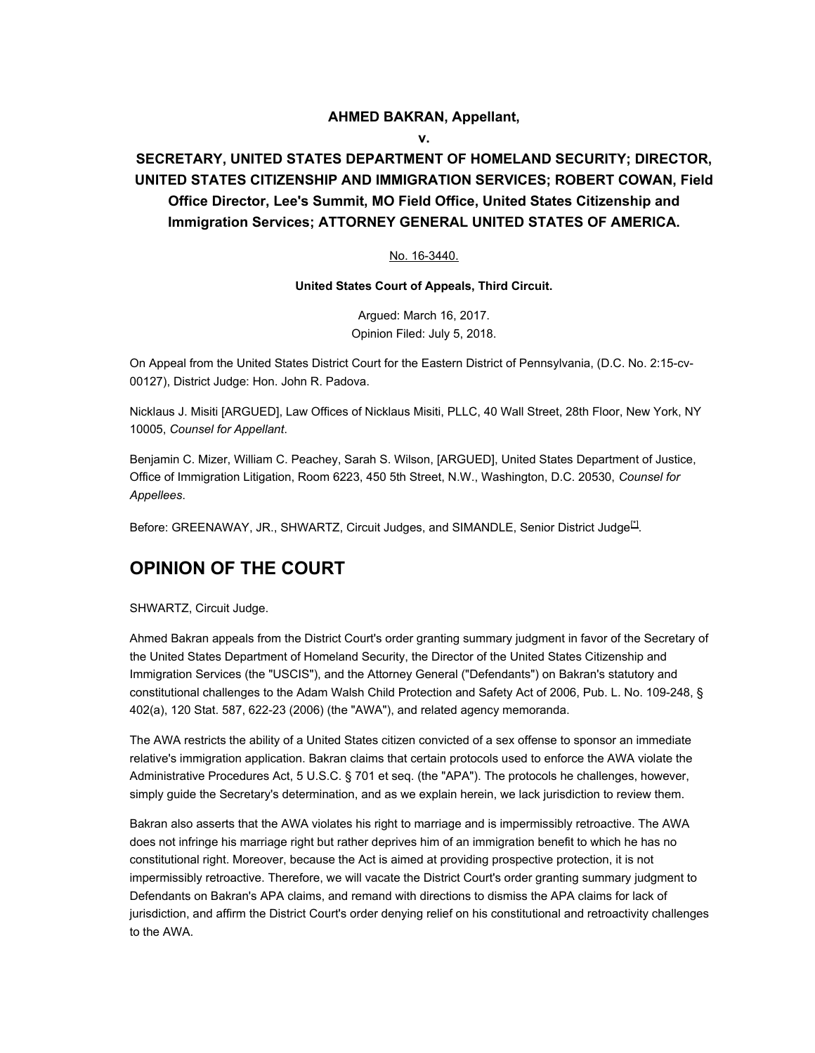**AHMED BAKRAN, Appellant,**

**v.**

**SECRETARY, UNITED STATES DEPARTMENT OF HOMELAND SECURITY; DIRECTOR, UNITED STATES CITIZENSHIP AND IMMIGRATION SERVICES; ROBERT COWAN, Field Office Director, Lee's Summit, MO Field Office, United States Citizenship and Immigration Services; ATTORNEY GENERAL UNITED STATES OF AMERICA.**

No. 16-3440.

**United States Court of Appeals, Third Circuit.**

Argued: March 16, 2017.
Opinion Filed: July 5, 2018.

On Appeal from the United States District Court for the Eastern District of Pennsylvania, (D.C. No. 2:15-cv-00127), District Judge: Hon. John R. Padova.

Nicklaus J. Misiti [ARGUED], Law Offices of Nicklaus Misiti, PLLC, 40 Wall Street, 28th Floor, New York, NY 10005, *Counsel for Appellant*.

Benjamin C. Mizer, William C. Peachey, Sarah S. Wilson, [ARGUED], United States Department of Justice, Office of Immigration Litigation, Room 6223, 450 5th Street, N.W., Washington, D.C. 20530, *Counsel for Appellees*.

Before: GREENAWAY, JR., SHWARTZ, Circuit Judges, and SIMANDLE, Senior District Judge[*].

# OPINION OF THE COURT

SHWARTZ, Circuit Judge.

Ahmed Bakran appeals from the District Court's order granting summary judgment in favor of the Secretary of the United States Department of Homeland Security, the Director of the United States Citizenship and Immigration Services (the "USCIS"), and the Attorney General ("Defendants") on Bakran's statutory and constitutional challenges to the Adam Walsh Child Protection and Safety Act of 2006, Pub. L. No. 109-248, § 402(a), 120 Stat. 587, 622-23 (2006) (the "AWA"), and related agency memoranda.

The AWA restricts the ability of a United States citizen convicted of a sex offense to sponsor an immediate relative's immigration application. Bakran claims that certain protocols used to enforce the AWA violate the Administrative Procedures Act, 5 U.S.C. § 701 et seq. (the "APA"). The protocols he challenges, however, simply guide the Secretary's determination, and as we explain herein, we lack jurisdiction to review them.

Bakran also asserts that the AWA violates his right to marriage and is impermissibly retroactive. The AWA does not infringe his marriage right but rather deprives him of an immigration benefit to which he has no constitutional right. Moreover, because the Act is aimed at providing prospective protection, it is not impermissibly retroactive. Therefore, we will vacate the District Court's order granting summary judgment to Defendants on Bakran's APA claims, and remand with directions to dismiss the APA claims for lack of jurisdiction, and affirm the District Court's order denying relief on his constitutional and retroactivity challenges to the AWA.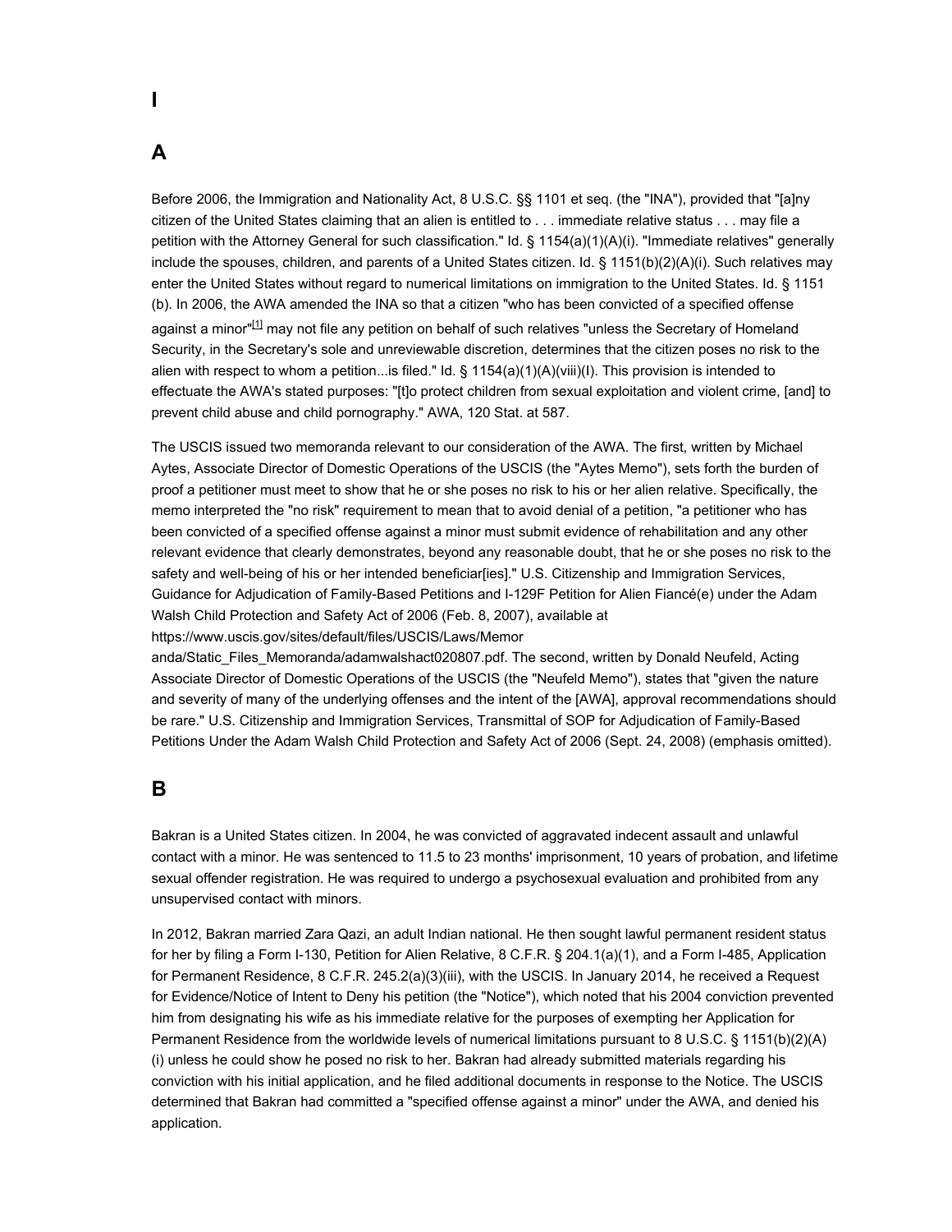# I

## A

Before 2006, the Immigration and Nationality Act, 8 U.S.C. §§ 1101 et seq. (the "INA"), provided that "[a]ny citizen of the United States claiming that an alien is entitled to . . . immediate relative status . . . may file a petition with the Attorney General for such classification." Id. § 1154(a)(1)(A)(i). "Immediate relatives" generally include the spouses, children, and parents of a United States citizen. Id. § 1151(b)(2)(A)(i). Such relatives may enter the United States without regard to numerical limitations on immigration to the United States. Id. § 1151 (b). In 2006, the AWA amended the INA so that a citizen "who has been convicted of a specified offense against a minor"[1] may not file any petition on behalf of such relatives "unless the Secretary of Homeland Security, in the Secretary's sole and unreviewable discretion, determines that the citizen poses no risk to the alien with respect to whom a petition...is filed." Id. § 1154(a)(1)(A)(viii)(I). This provision is intended to effectuate the AWA's stated purposes: "[t]o protect children from sexual exploitation and violent crime, [and] to prevent child abuse and child pornography." AWA, 120 Stat. at 587.

The USCIS issued two memoranda relevant to our consideration of the AWA. The first, written by Michael Aytes, Associate Director of Domestic Operations of the USCIS (the "Aytes Memo"), sets forth the burden of proof a petitioner must meet to show that he or she poses no risk to his or her alien relative. Specifically, the memo interpreted the "no risk" requirement to mean that to avoid denial of a petition, "a petitioner who has been convicted of a specified offense against a minor must submit evidence of rehabilitation and any other relevant evidence that clearly demonstrates, beyond any reasonable doubt, that he or she poses no risk to the safety and well-being of his or her intended beneficiar[ies]." U.S. Citizenship and Immigration Services, Guidance for Adjudication of Family-Based Petitions and I-129F Petition for Alien Fiancé(e) under the Adam Walsh Child Protection and Safety Act of 2006 (Feb. 8, 2007), available at https://www.uscis.gov/sites/default/files/USCIS/Laws/Memoranda/Static_Files_Memoranda/adamwalshact020807.pdf. The second, written by Donald Neufeld, Acting Associate Director of Domestic Operations of the USCIS (the "Neufeld Memo"), states that "given the nature and severity of many of the underlying offenses and the intent of the [AWA], approval recommendations should be rare." U.S. Citizenship and Immigration Services, Transmittal of SOP for Adjudication of Family-Based Petitions Under the Adam Walsh Child Protection and Safety Act of 2006 (Sept. 24, 2008) (emphasis omitted).

## B

Bakran is a United States citizen. In 2004, he was convicted of aggravated indecent assault and unlawful contact with a minor. He was sentenced to 11.5 to 23 months' imprisonment, 10 years of probation, and lifetime sexual offender registration. He was required to undergo a psychosexual evaluation and prohibited from any unsupervised contact with minors.

In 2012, Bakran married Zara Qazi, an adult Indian national. He then sought lawful permanent resident status for her by filing a Form I-130, Petition for Alien Relative, 8 C.F.R. § 204.1(a)(1), and a Form I-485, Application for Permanent Residence, 8 C.F.R. 245.2(a)(3)(iii), with the USCIS. In January 2014, he received a Request for Evidence/Notice of Intent to Deny his petition (the "Notice"), which noted that his 2004 conviction prevented him from designating his wife as his immediate relative for the purposes of exempting her Application for Permanent Residence from the worldwide levels of numerical limitations pursuant to 8 U.S.C. § 1151(b)(2)(A)(i) unless he could show he posed no risk to her. Bakran had already submitted materials regarding his conviction with his initial application, and he filed additional documents in response to the Notice. The USCIS determined that Bakran had committed a "specified offense against a minor" under the AWA, and denied his application.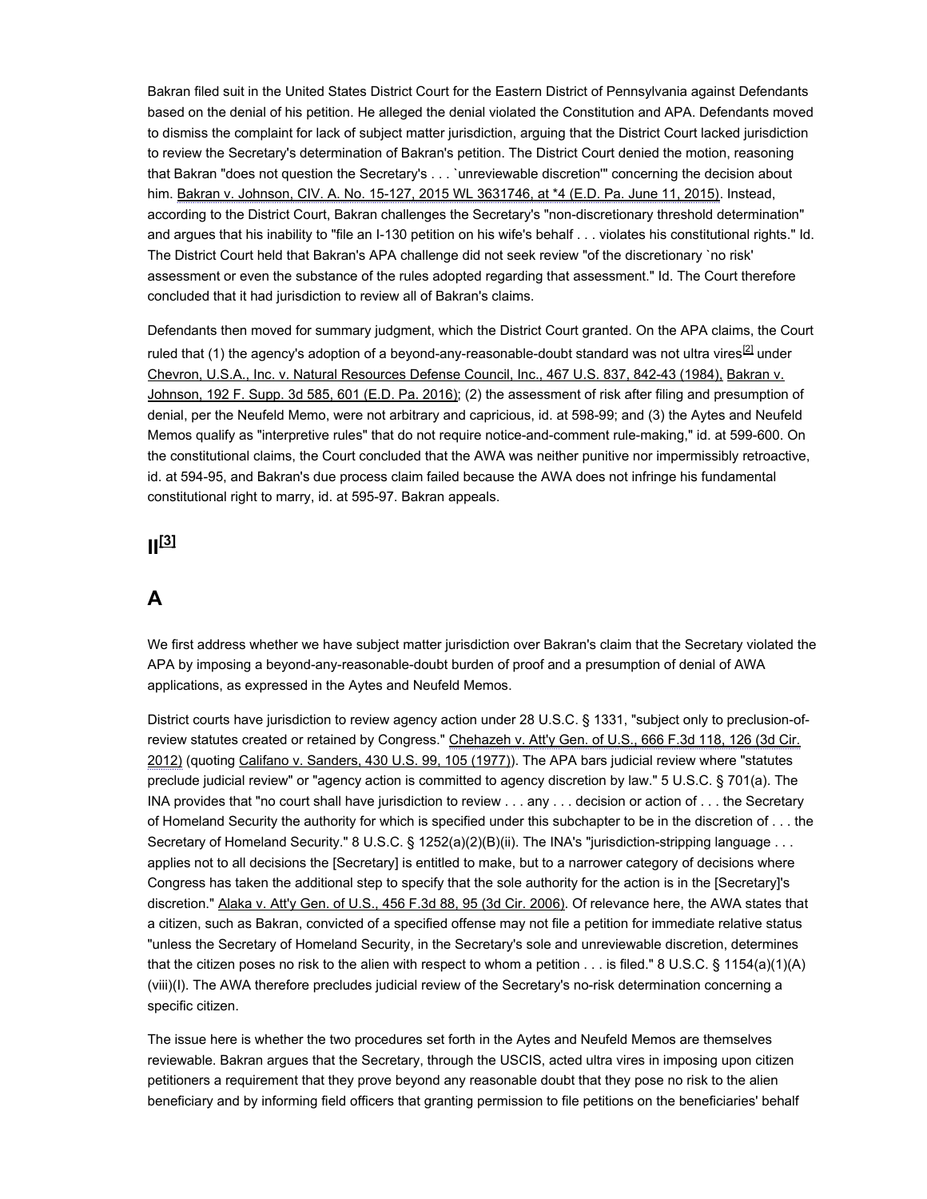Bakran filed suit in the United States District Court for the Eastern District of Pennsylvania against Defendants based on the denial of his petition. He alleged the denial violated the Constitution and APA. Defendants moved to dismiss the complaint for lack of subject matter jurisdiction, arguing that the District Court lacked jurisdiction to review the Secretary's determination of Bakran's petition. The District Court denied the motion, reasoning that Bakran "does not question the Secretary's . . . `unreviewable discretion'" concerning the decision about him. Bakran v. Johnson, CIV. A. No. 15-127, 2015 WL 3631746, at *4 (E.D. Pa. June 11, 2015). Instead, according to the District Court, Bakran challenges the Secretary's "non-discretionary threshold determination" and argues that his inability to "file an I-130 petition on his wife's behalf . . . violates his constitutional rights." Id. The District Court held that Bakran's APA challenge did not seek review "of the discretionary `no risk' assessment or even the substance of the rules adopted regarding that assessment." Id. The Court therefore concluded that it had jurisdiction to review all of Bakran's claims.

Defendants then moved for summary judgment, which the District Court granted. On the APA claims, the Court ruled that (1) the agency's adoption of a beyond-any-reasonable-doubt standard was not ultra vires[2] under Chevron, U.S.A., Inc. v. Natural Resources Defense Council, Inc., 467 U.S. 837, 842-43 (1984), Bakran v. Johnson, 192 F. Supp. 3d 585, 601 (E.D. Pa. 2016); (2) the assessment of risk after filing and presumption of denial, per the Neufeld Memo, were not arbitrary and capricious, id. at 598-99; and (3) the Aytes and Neufeld Memos qualify as "interpretive rules" that do not require notice-and-comment rule-making," id. at 599-600. On the constitutional claims, the Court concluded that the AWA was neither punitive nor impermissibly retroactive, id. at 594-95, and Bakran's due process claim failed because the AWA does not infringe his fundamental constitutional right to marry, id. at 595-97. Bakran appeals.

# II[3]

## A

We first address whether we have subject matter jurisdiction over Bakran's claim that the Secretary violated the APA by imposing a beyond-any-reasonable-doubt burden of proof and a presumption of denial of AWA applications, as expressed in the Aytes and Neufeld Memos.

District courts have jurisdiction to review agency action under 28 U.S.C. § 1331, "subject only to preclusion-of-review statutes created or retained by Congress." Chehazeh v. Att'y Gen. of U.S., 666 F.3d 118, 126 (3d Cir. 2012) (quoting Califano v. Sanders, 430 U.S. 99, 105 (1977)). The APA bars judicial review where "statutes preclude judicial review" or "agency action is committed to agency discretion by law." 5 U.S.C. § 701(a). The INA provides that "no court shall have jurisdiction to review . . . any . . . decision or action of . . . the Secretary of Homeland Security the authority for which is specified under this subchapter to be in the discretion of . . . the Secretary of Homeland Security." 8 U.S.C. § 1252(a)(2)(B)(ii). The INA's "jurisdiction-stripping language . . . applies not to all decisions the [Secretary] is entitled to make, but to a narrower category of decisions where Congress has taken the additional step to specify that the sole authority for the action is in the [Secretary]'s discretion." Alaka v. Att'y Gen. of U.S., 456 F.3d 88, 95 (3d Cir. 2006). Of relevance here, the AWA states that a citizen, such as Bakran, convicted of a specified offense may not file a petition for immediate relative status "unless the Secretary of Homeland Security, in the Secretary's sole and unreviewable discretion, determines that the citizen poses no risk to the alien with respect to whom a petition . . . is filed." 8 U.S.C. § 1154(a)(1)(A)(viii)(I). The AWA therefore precludes judicial review of the Secretary's no-risk determination concerning a specific citizen.

The issue here is whether the two procedures set forth in the Aytes and Neufeld Memos are themselves reviewable. Bakran argues that the Secretary, through the USCIS, acted ultra vires in imposing upon citizen petitioners a requirement that they prove beyond any reasonable doubt that they pose no risk to the alien beneficiary and by informing field officers that granting permission to file petitions on the beneficiaries' behalf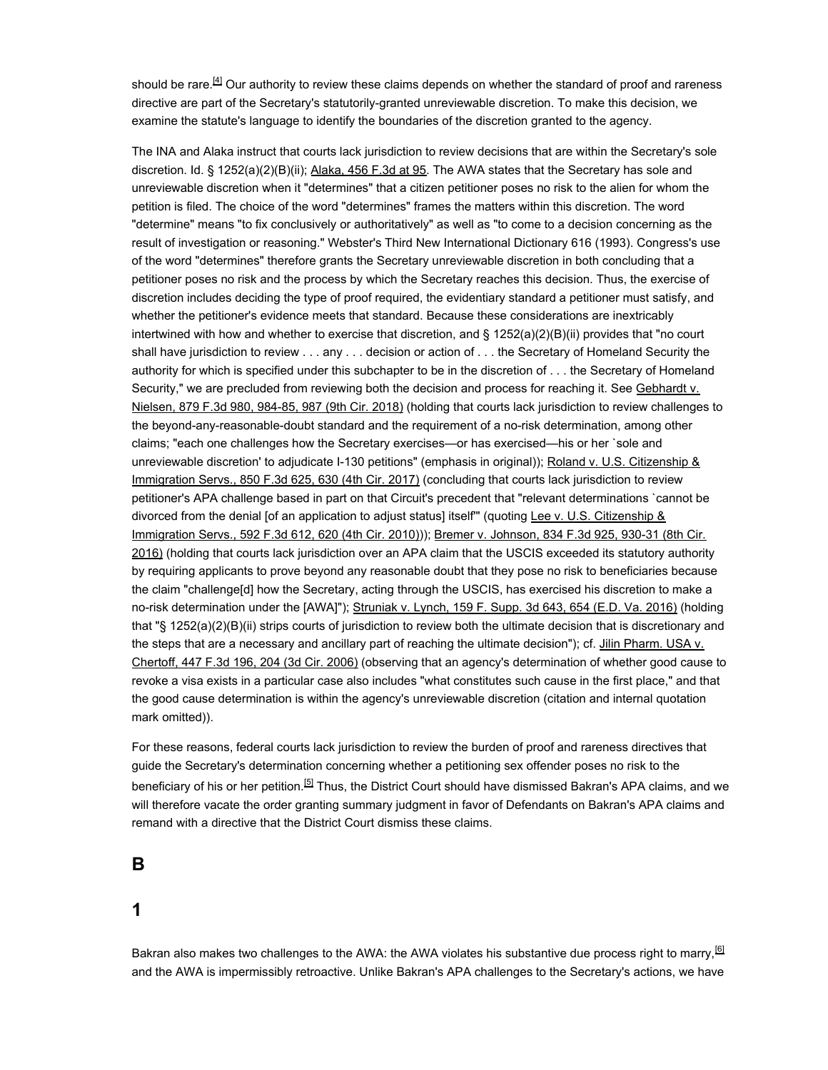should be rare.[4] Our authority to review these claims depends on whether the standard of proof and rareness directive are part of the Secretary's statutorily-granted unreviewable discretion. To make this decision, we examine the statute's language to identify the boundaries of the discretion granted to the agency.

The INA and Alaka instruct that courts lack jurisdiction to review decisions that are within the Secretary's sole discretion. Id. § 1252(a)(2)(B)(ii); Alaka, 456 F.3d at 95. The AWA states that the Secretary has sole and unreviewable discretion when it "determines" that a citizen petitioner poses no risk to the alien for whom the petition is filed. The choice of the word "determines" frames the matters within this discretion. The word "determine" means "to fix conclusively or authoritatively" as well as "to come to a decision concerning as the result of investigation or reasoning." Webster's Third New International Dictionary 616 (1993). Congress's use of the word "determines" therefore grants the Secretary unreviewable discretion in both concluding that a petitioner poses no risk and the process by which the Secretary reaches this decision. Thus, the exercise of discretion includes deciding the type of proof required, the evidentiary standard a petitioner must satisfy, and whether the petitioner's evidence meets that standard. Because these considerations are inextricably intertwined with how and whether to exercise that discretion, and § 1252(a)(2)(B)(ii) provides that "no court shall have jurisdiction to review . . . any . . . decision or action of . . . the Secretary of Homeland Security the authority for which is specified under this subchapter to be in the discretion of . . . the Secretary of Homeland Security," we are precluded from reviewing both the decision and process for reaching it. See Gebhardt v. Nielsen, 879 F.3d 980, 984-85, 987 (9th Cir. 2018) (holding that courts lack jurisdiction to review challenges to the beyond-any-reasonable-doubt standard and the requirement of a no-risk determination, among other claims; "each one challenges how the Secretary exercises—or has exercised—his or her `sole and unreviewable discretion' to adjudicate I-130 petitions" (emphasis in original)); Roland v. U.S. Citizenship & Immigration Servs., 850 F.3d 625, 630 (4th Cir. 2017) (concluding that courts lack jurisdiction to review petitioner's APA challenge based in part on that Circuit's precedent that "relevant determinations `cannot be divorced from the denial [of an application to adjust status] itself'" (quoting Lee v. U.S. Citizenship & Immigration Servs., 592 F.3d 612, 620 (4th Cir. 2010))); Bremer v. Johnson, 834 F.3d 925, 930-31 (8th Cir. 2016) (holding that courts lack jurisdiction over an APA claim that the USCIS exceeded its statutory authority by requiring applicants to prove beyond any reasonable doubt that they pose no risk to beneficiaries because the claim "challenge[d] how the Secretary, acting through the USCIS, has exercised his discretion to make a no-risk determination under the [AWA]"); Struniak v. Lynch, 159 F. Supp. 3d 643, 654 (E.D. Va. 2016) (holding that "§ 1252(a)(2)(B)(ii) strips courts of jurisdiction to review both the ultimate decision that is discretionary and the steps that are a necessary and ancillary part of reaching the ultimate decision"); cf. Jilin Pharm. USA v. Chertoff, 447 F.3d 196, 204 (3d Cir. 2006) (observing that an agency's determination of whether good cause to revoke a visa exists in a particular case also includes "what constitutes such cause in the first place," and that the good cause determination is within the agency's unreviewable discretion (citation and internal quotation mark omitted)).

For these reasons, federal courts lack jurisdiction to review the burden of proof and rareness directives that guide the Secretary's determination concerning whether a petitioning sex offender poses no risk to the beneficiary of his or her petition.[5] Thus, the District Court should have dismissed Bakran's APA claims, and we will therefore vacate the order granting summary judgment in favor of Defendants on Bakran's APA claims and remand with a directive that the District Court dismiss these claims.

## B

### 1

Bakran also makes two challenges to the AWA: the AWA violates his substantive due process right to marry,[6] and the AWA is impermissibly retroactive. Unlike Bakran's APA challenges to the Secretary's actions, we have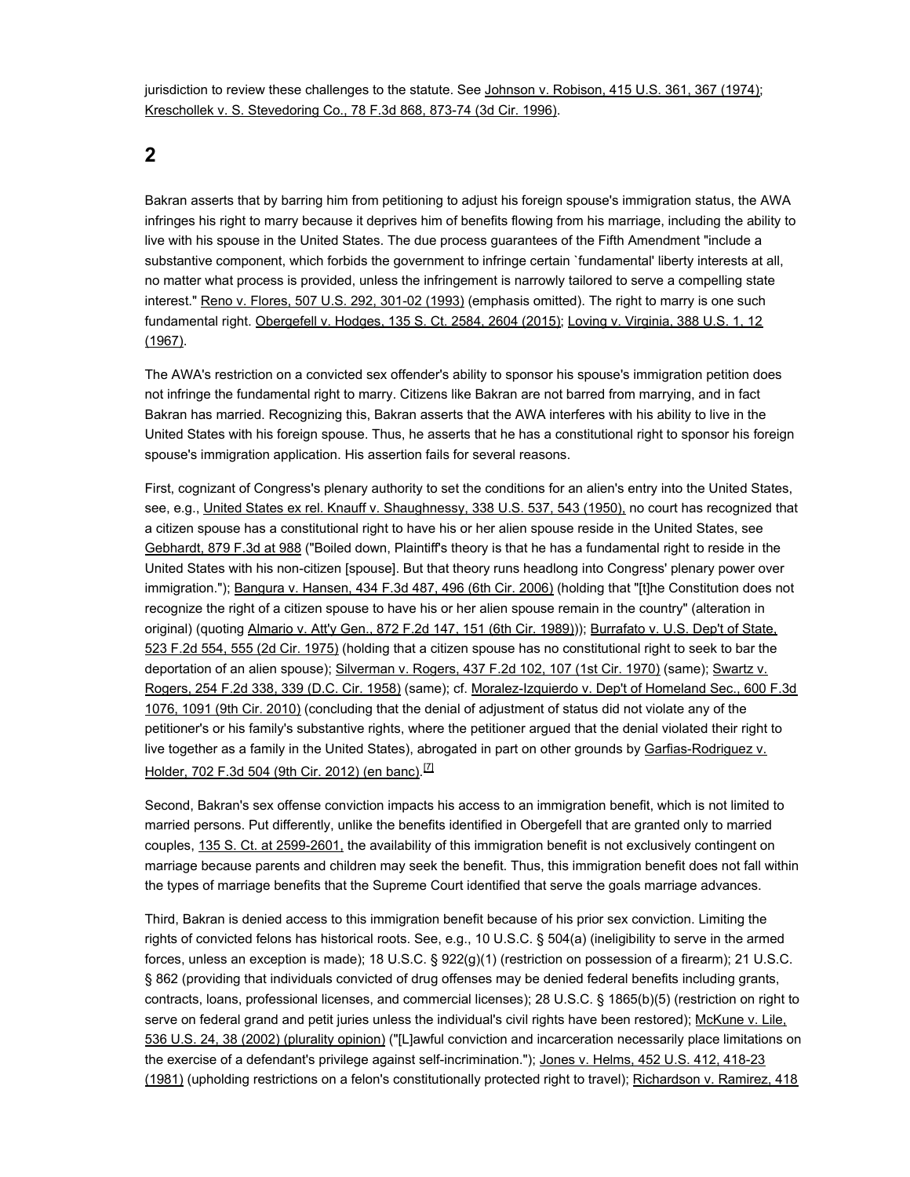jurisdiction to review these challenges to the statute. See Johnson v. Robison, 415 U.S. 361, 367 (1974); Kreschollek v. S. Stevedoring Co., 78 F.3d 868, 873-74 (3d Cir. 1996).

## 2

Bakran asserts that by barring him from petitioning to adjust his foreign spouse's immigration status, the AWA infringes his right to marry because it deprives him of benefits flowing from his marriage, including the ability to live with his spouse in the United States. The due process guarantees of the Fifth Amendment "include a substantive component, which forbids the government to infringe certain `fundamental' liberty interests at all, no matter what process is provided, unless the infringement is narrowly tailored to serve a compelling state interest." Reno v. Flores, 507 U.S. 292, 301-02 (1993) (emphasis omitted). The right to marry is one such fundamental right. Obergefell v. Hodges, 135 S. Ct. 2584, 2604 (2015); Loving v. Virginia, 388 U.S. 1, 12 (1967).

The AWA's restriction on a convicted sex offender's ability to sponsor his spouse's immigration petition does not infringe the fundamental right to marry. Citizens like Bakran are not barred from marrying, and in fact Bakran has married. Recognizing this, Bakran asserts that the AWA interferes with his ability to live in the United States with his foreign spouse. Thus, he asserts that he has a constitutional right to sponsor his foreign spouse's immigration application. His assertion fails for several reasons.

First, cognizant of Congress's plenary authority to set the conditions for an alien's entry into the United States, see, e.g., United States ex rel. Knauff v. Shaughnessy, 338 U.S. 537, 543 (1950), no court has recognized that a citizen spouse has a constitutional right to have his or her alien spouse reside in the United States, see Gebhardt, 879 F.3d at 988 ("Boiled down, Plaintiff's theory is that he has a fundamental right to reside in the United States with his non-citizen [spouse]. But that theory runs headlong into Congress' plenary power over immigration."); Bangura v. Hansen, 434 F.3d 487, 496 (6th Cir. 2006) (holding that "[t]he Constitution does not recognize the right of a citizen spouse to have his or her alien spouse remain in the country" (alteration in original) (quoting Almario v. Att'y Gen., 872 F.2d 147, 151 (6th Cir. 1989))); Burrafato v. U.S. Dep't of State, 523 F.2d 554, 555 (2d Cir. 1975) (holding that a citizen spouse has no constitutional right to seek to bar the deportation of an alien spouse); Silverman v. Rogers, 437 F.2d 102, 107 (1st Cir. 1970) (same); Swartz v. Rogers, 254 F.2d 338, 339 (D.C. Cir. 1958) (same); cf. Moralez-Izquierdo v. Dep't of Homeland Sec., 600 F.3d 1076, 1091 (9th Cir. 2010) (concluding that the denial of adjustment of status did not violate any of the petitioner's or his family's substantive rights, where the petitioner argued that the denial violated their right to live together as a family in the United States), abrogated in part on other grounds by Garfias-Rodriguez v. Holder, 702 F.3d 504 (9th Cir. 2012) (en banc).[7]

Second, Bakran's sex offense conviction impacts his access to an immigration benefit, which is not limited to married persons. Put differently, unlike the benefits identified in Obergefell that are granted only to married couples, 135 S. Ct. at 2599-2601, the availability of this immigration benefit is not exclusively contingent on marriage because parents and children may seek the benefit. Thus, this immigration benefit does not fall within the types of marriage benefits that the Supreme Court identified that serve the goals marriage advances.

Third, Bakran is denied access to this immigration benefit because of his prior sex conviction. Limiting the rights of convicted felons has historical roots. See, e.g., 10 U.S.C. § 504(a) (ineligibility to serve in the armed forces, unless an exception is made); 18 U.S.C. § 922(g)(1) (restriction on possession of a firearm); 21 U.S.C. § 862 (providing that individuals convicted of drug offenses may be denied federal benefits including grants, contracts, loans, professional licenses, and commercial licenses); 28 U.S.C. § 1865(b)(5) (restriction on right to serve on federal grand and petit juries unless the individual's civil rights have been restored); McKune v. Lile, 536 U.S. 24, 38 (2002) (plurality opinion) ("[L]awful conviction and incarceration necessarily place limitations on the exercise of a defendant's privilege against self-incrimination."); Jones v. Helms, 452 U.S. 412, 418-23 (1981) (upholding restrictions on a felon's constitutionally protected right to travel); Richardson v. Ramirez, 418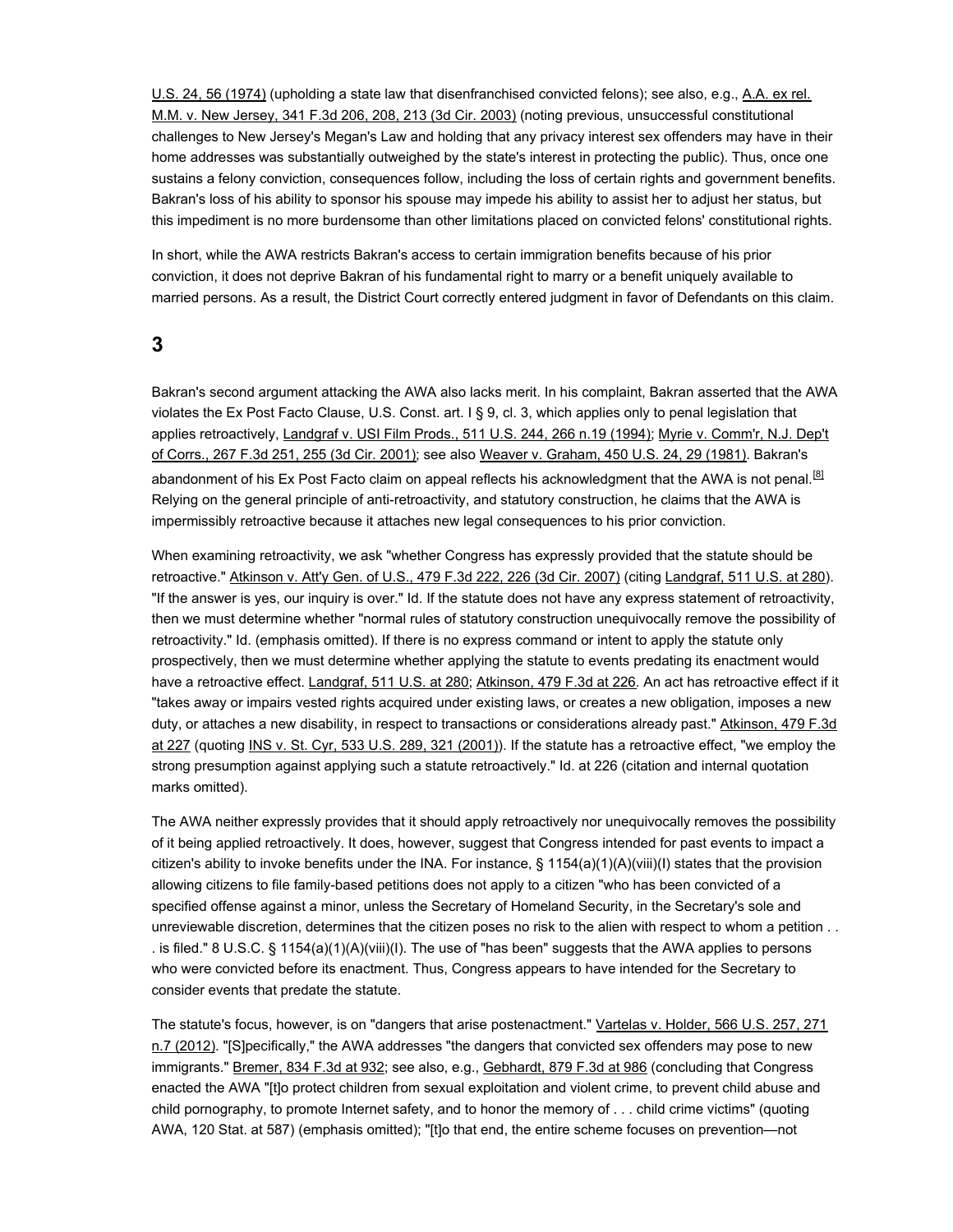U.S. 24, 56 (1974) (upholding a state law that disenfranchised convicted felons); see also, e.g., A.A. ex rel. M.M. v. New Jersey, 341 F.3d 206, 208, 213 (3d Cir. 2003) (noting previous, unsuccessful constitutional challenges to New Jersey's Megan's Law and holding that any privacy interest sex offenders may have in their home addresses was substantially outweighed by the state's interest in protecting the public). Thus, once one sustains a felony conviction, consequences follow, including the loss of certain rights and government benefits. Bakran's loss of his ability to sponsor his spouse may impede his ability to assist her to adjust her status, but this impediment is no more burdensome than other limitations placed on convicted felons' constitutional rights.

In short, while the AWA restricts Bakran's access to certain immigration benefits because of his prior conviction, it does not deprive Bakran of his fundamental right to marry or a benefit uniquely available to married persons. As a result, the District Court correctly entered judgment in favor of Defendants on this claim.

## 3

Bakran's second argument attacking the AWA also lacks merit. In his complaint, Bakran asserted that the AWA violates the Ex Post Facto Clause, U.S. Const. art. I § 9, cl. 3, which applies only to penal legislation that applies retroactively, Landgraf v. USI Film Prods., 511 U.S. 244, 266 n.19 (1994); Myrie v. Comm'r, N.J. Dep't of Corrs., 267 F.3d 251, 255 (3d Cir. 2001); see also Weaver v. Graham, 450 U.S. 24, 29 (1981). Bakran's abandonment of his Ex Post Facto claim on appeal reflects his acknowledgment that the AWA is not penal.[8] Relying on the general principle of anti-retroactivity, and statutory construction, he claims that the AWA is impermissibly retroactive because it attaches new legal consequences to his prior conviction.

When examining retroactivity, we ask "whether Congress has expressly provided that the statute should be retroactive." Atkinson v. Att'y Gen. of U.S., 479 F.3d 222, 226 (3d Cir. 2007) (citing Landgraf, 511 U.S. at 280). "If the answer is yes, our inquiry is over." Id. If the statute does not have any express statement of retroactivity, then we must determine whether "normal rules of statutory construction unequivocally remove the possibility of retroactivity." Id. (emphasis omitted). If there is no express command or intent to apply the statute only prospectively, then we must determine whether applying the statute to events predating its enactment would have a retroactive effect. Landgraf, 511 U.S. at 280; Atkinson, 479 F.3d at 226. An act has retroactive effect if it "takes away or impairs vested rights acquired under existing laws, or creates a new obligation, imposes a new duty, or attaches a new disability, in respect to transactions or considerations already past." Atkinson, 479 F.3d at 227 (quoting INS v. St. Cyr, 533 U.S. 289, 321 (2001)). If the statute has a retroactive effect, "we employ the strong presumption against applying such a statute retroactively." Id. at 226 (citation and internal quotation marks omitted).

The AWA neither expressly provides that it should apply retroactively nor unequivocally removes the possibility of it being applied retroactively. It does, however, suggest that Congress intended for past events to impact a citizen's ability to invoke benefits under the INA. For instance, § 1154(a)(1)(A)(viii)(I) states that the provision allowing citizens to file family-based petitions does not apply to a citizen "who has been convicted of a specified offense against a minor, unless the Secretary of Homeland Security, in the Secretary's sole and unreviewable discretion, determines that the citizen poses no risk to the alien with respect to whom a petition . . . is filed." 8 U.S.C. § 1154(a)(1)(A)(viii)(I). The use of "has been" suggests that the AWA applies to persons who were convicted before its enactment. Thus, Congress appears to have intended for the Secretary to consider events that predate the statute.

The statute's focus, however, is on "dangers that arise postenactment." Vartelas v. Holder, 566 U.S. 257, 271 n.7 (2012). "[S]pecifically," the AWA addresses "the dangers that convicted sex offenders may pose to new immigrants." Bremer, 834 F.3d at 932; see also, e.g., Gebhardt, 879 F.3d at 986 (concluding that Congress enacted the AWA "[t]o protect children from sexual exploitation and violent crime, to prevent child abuse and child pornography, to promote Internet safety, and to honor the memory of . . . child crime victims" (quoting AWA, 120 Stat. at 587) (emphasis omitted); "[t]o that end, the entire scheme focuses on prevention—not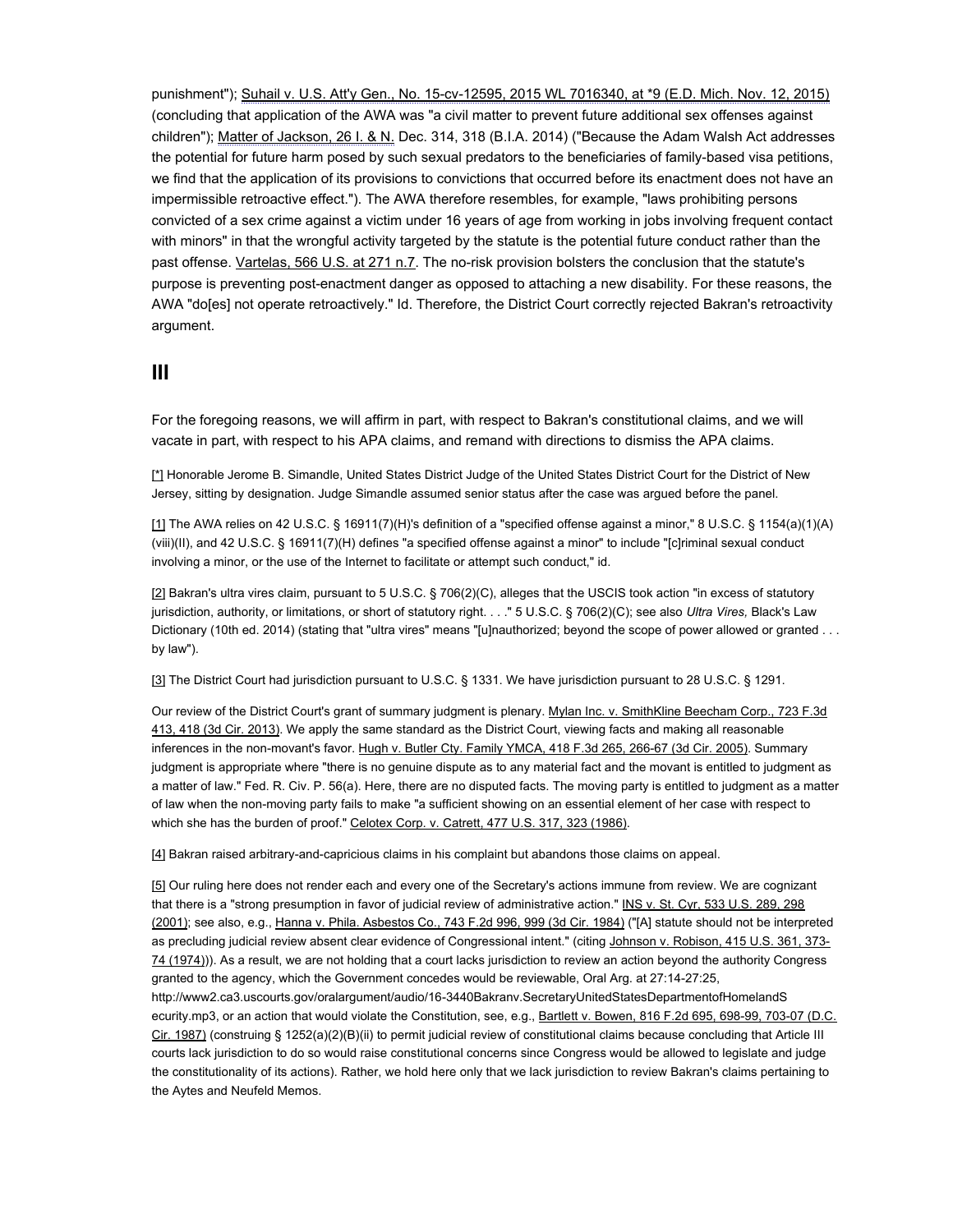punishment"); Suhail v. U.S. Att'y Gen., No. 15-cv-12595, 2015 WL 7016340, at *9 (E.D. Mich. Nov. 12, 2015) (concluding that application of the AWA was "a civil matter to prevent future additional sex offenses against children"); Matter of Jackson, 26 I. & N. Dec. 314, 318 (B.I.A. 2014) ("Because the Adam Walsh Act addresses the potential for future harm posed by such sexual predators to the beneficiaries of family-based visa petitions, we find that the application of its provisions to convictions that occurred before its enactment does not have an impermissible retroactive effect."). The AWA therefore resembles, for example, "laws prohibiting persons convicted of a sex crime against a victim under 16 years of age from working in jobs involving frequent contact with minors" in that the wrongful activity targeted by the statute is the potential future conduct rather than the past offense. Vartelas, 566 U.S. at 271 n.7. The no-risk provision bolsters the conclusion that the statute's purpose is preventing post-enactment danger as opposed to attaching a new disability. For these reasons, the AWA "do[es] not operate retroactively." Id. Therefore, the District Court correctly rejected Bakran's retroactivity argument.

## III

For the foregoing reasons, we will affirm in part, with respect to Bakran's constitutional claims, and we will vacate in part, with respect to his APA claims, and remand with directions to dismiss the APA claims.

[*] Honorable Jerome B. Simandle, United States District Judge of the United States District Court for the District of New Jersey, sitting by designation. Judge Simandle assumed senior status after the case was argued before the panel.

[1] The AWA relies on 42 U.S.C. § 16911(7)(H)'s definition of a "specified offense against a minor," 8 U.S.C. § 1154(a)(1)(A)(viii)(II), and 42 U.S.C. § 16911(7)(H) defines "a specified offense against a minor" to include "[c]riminal sexual conduct involving a minor, or the use of the Internet to facilitate or attempt such conduct," id.

[2] Bakran's ultra vires claim, pursuant to 5 U.S.C. § 706(2)(C), alleges that the USCIS took action "in excess of statutory jurisdiction, authority, or limitations, or short of statutory right. . . ." 5 U.S.C. § 706(2)(C); see also *Ultra Vires,* Black's Law Dictionary (10th ed. 2014) (stating that "ultra vires" means "[u]nauthorized; beyond the scope of power allowed or granted . . . by law").

[3] The District Court had jurisdiction pursuant to U.S.C. § 1331. We have jurisdiction pursuant to 28 U.S.C. § 1291.

Our review of the District Court's grant of summary judgment is plenary. Mylan Inc. v. SmithKline Beecham Corp., 723 F.3d 413, 418 (3d Cir. 2013). We apply the same standard as the District Court, viewing facts and making all reasonable inferences in the non-movant's favor. Hugh v. Butler Cty. Family YMCA, 418 F.3d 265, 266-67 (3d Cir. 2005). Summary judgment is appropriate where "there is no genuine dispute as to any material fact and the movant is entitled to judgment as a matter of law." Fed. R. Civ. P. 56(a). Here, there are no disputed facts. The moving party is entitled to judgment as a matter of law when the non-moving party fails to make "a sufficient showing on an essential element of her case with respect to which she has the burden of proof." Celotex Corp. v. Catrett, 477 U.S. 317, 323 (1986).

[4] Bakran raised arbitrary-and-capricious claims in his complaint but abandons those claims on appeal.

[5] Our ruling here does not render each and every one of the Secretary's actions immune from review. We are cognizant that there is a "strong presumption in favor of judicial review of administrative action." INS v. St. Cyr, 533 U.S. 289, 298 (2001); see also, e.g., Hanna v. Phila. Asbestos Co., 743 F.2d 996, 999 (3d Cir. 1984) ("[A] statute should not be interpreted as precluding judicial review absent clear evidence of Congressional intent." (citing Johnson v. Robison, 415 U.S. 361, 373-74 (1974))). As a result, we are not holding that a court lacks jurisdiction to review an action beyond the authority Congress granted to the agency, which the Government concedes would be reviewable, Oral Arg. at 27:14-27:25, http://www2.ca3.uscourts.gov/oralargument/audio/16-3440Bakranv.SecretaryUnitedStatesDepartmentofHomelandSecurity.mp3, or an action that would violate the Constitution, see, e.g., Bartlett v. Bowen, 816 F.2d 695, 698-99, 703-07 (D.C. Cir. 1987) (construing § 1252(a)(2)(B)(ii) to permit judicial review of constitutional claims because concluding that Article III courts lack jurisdiction to do so would raise constitutional concerns since Congress would be allowed to legislate and judge the constitutionality of its actions). Rather, we hold here only that we lack jurisdiction to review Bakran's claims pertaining to the Aytes and Neufeld Memos.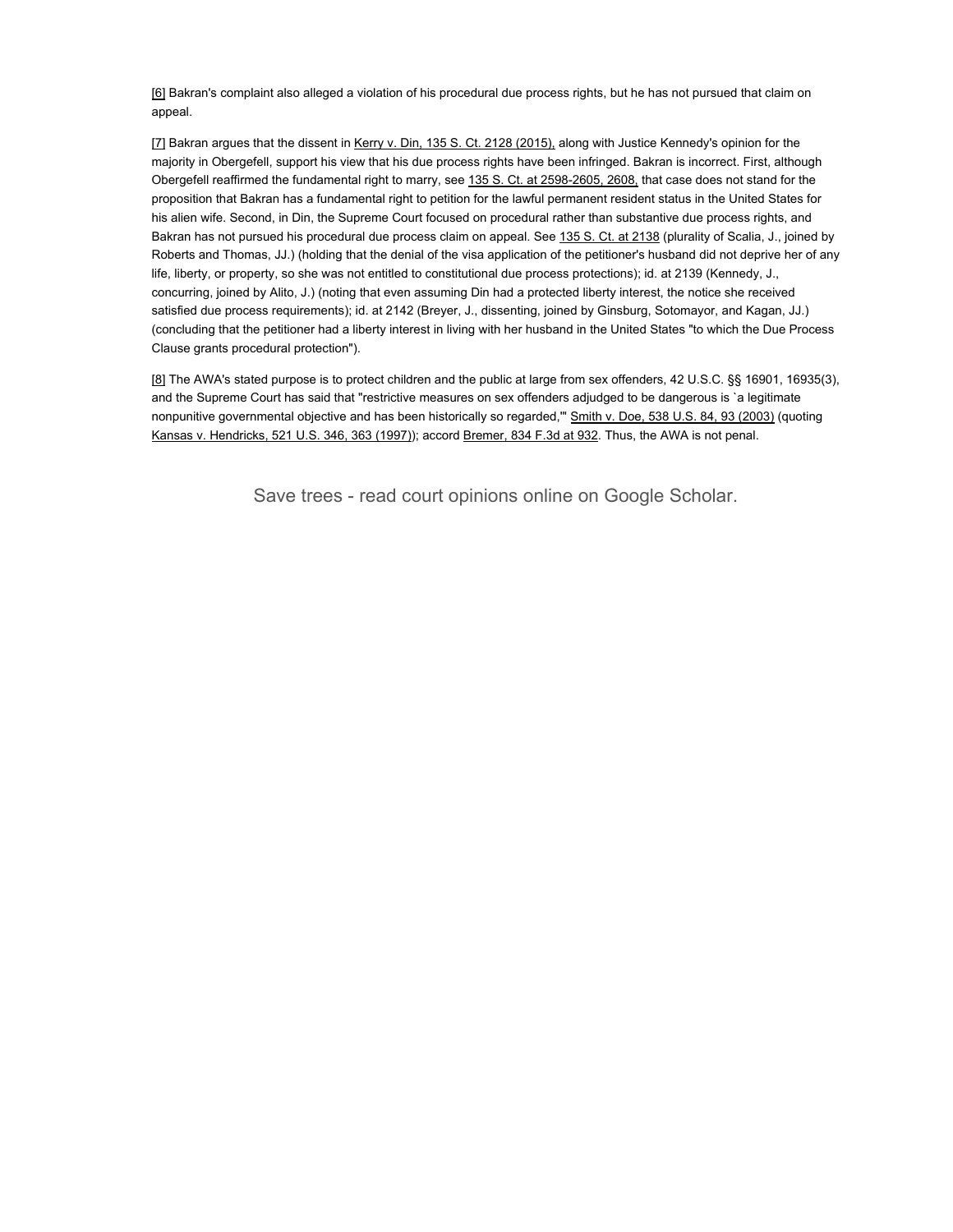[6] Bakran's complaint also alleged a violation of his procedural due process rights, but he has not pursued that claim on appeal.

[7] Bakran argues that the dissent in Kerry v. Din, 135 S. Ct. 2128 (2015), along with Justice Kennedy's opinion for the majority in Obergefell, support his view that his due process rights have been infringed. Bakran is incorrect. First, although Obergefell reaffirmed the fundamental right to marry, see 135 S. Ct. at 2598-2605, 2608, that case does not stand for the proposition that Bakran has a fundamental right to petition for the lawful permanent resident status in the United States for his alien wife. Second, in Din, the Supreme Court focused on procedural rather than substantive due process rights, and Bakran has not pursued his procedural due process claim on appeal. See 135 S. Ct. at 2138 (plurality of Scalia, J., joined by Roberts and Thomas, JJ.) (holding that the denial of the visa application of the petitioner's husband did not deprive her of any life, liberty, or property, so she was not entitled to constitutional due process protections); id. at 2139 (Kennedy, J., concurring, joined by Alito, J.) (noting that even assuming Din had a protected liberty interest, the notice she received satisfied due process requirements); id. at 2142 (Breyer, J., dissenting, joined by Ginsburg, Sotomayor, and Kagan, JJ.) (concluding that the petitioner had a liberty interest in living with her husband in the United States "to which the Due Process Clause grants procedural protection").

[8] The AWA's stated purpose is to protect children and the public at large from sex offenders, 42 U.S.C. §§ 16901, 16935(3), and the Supreme Court has said that "restrictive measures on sex offenders adjudged to be dangerous is `a legitimate nonpunitive governmental objective and has been historically so regarded,'" Smith v. Doe, 538 U.S. 84, 93 (2003) (quoting Kansas v. Hendricks, 521 U.S. 346, 363 (1997)); accord Bremer, 834 F.3d at 932. Thus, the AWA is not penal.

Save trees - read court opinions online on Google Scholar.